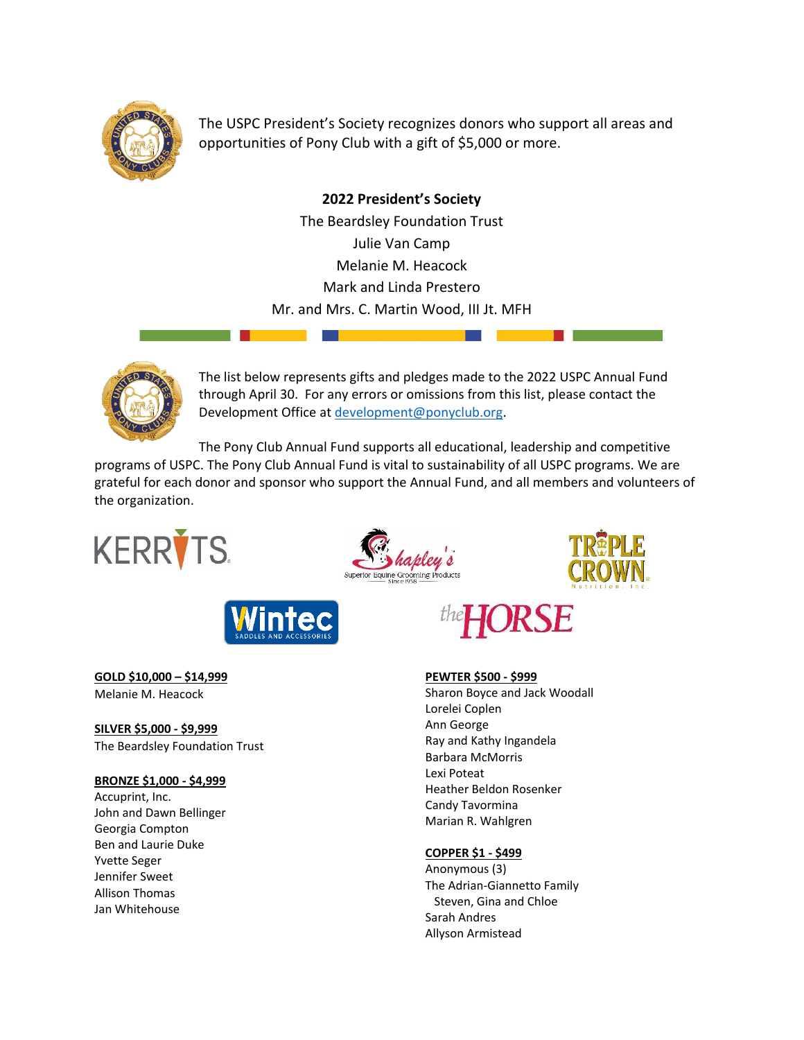The USPC President's Society recognizes donors who support all areas and opportunities of Pony Club with a gift of $5,000 or more.

**2022 President's Society**

The Beardsley Foundation Trust
Julie Van Camp
Melanie M. Heacock
Mark and Linda Prestero
Mr. and Mrs. C. Martin Wood, III Jt. MFH

The list below represents gifts and pledges made to the 2022 USPC Annual Fund through April 30. For any errors or omissions from this list, please contact the Development Office at [development@ponyclub.org](mailto:development@ponyclub.org).

The Pony Club Annual Fund supports all educational, leadership and competitive programs of USPC. The Pony Club Annual Fund is vital to sustainability of all USPC programs. We are grateful for each donor and sponsor who support the Annual Fund, and all members and volunteers of the organization.

**GOLD $10,000 – $14,999**

Melanie M. Heacock

**SILVER $5,000 - $9,999**

The Beardsley Foundation Trust

**BRONZE $1,000 - $4,999**

Accuprint, Inc.
John and Dawn Bellinger
Georgia Compton
Ben and Laurie Duke
Yvette Seger
Jennifer Sweet
Allison Thomas
Jan Whitehouse

**PEWTER $500 - $999**

Sharon Boyce and Jack Woodall
Lorelei Coplen
Ann George
Ray and Kathy Ingandela
Barbara McMorris
Lexi Poteat
Heather Beldon Rosenker
Candy Tavormina
Marian R. Wahlgren

**COPPER $1 - $499**

Anonymous (3)
The Adrian-Giannetto Family
  Steven, Gina and Chloe
Sarah Andres
Allyson Armistead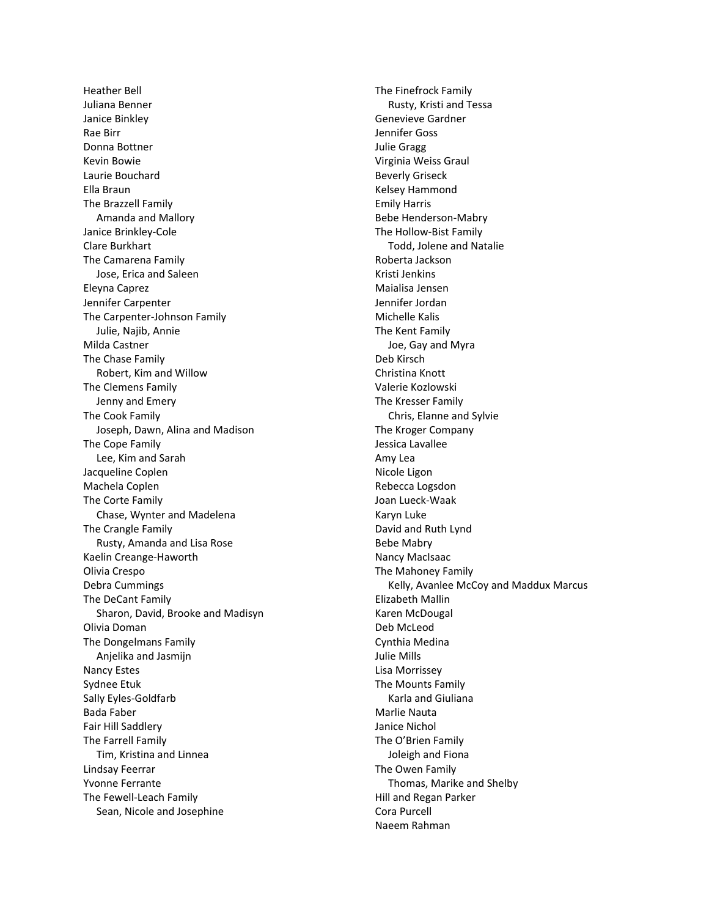Heather Bell
Juliana Benner
Janice Binkley
Rae Birr
Donna Bottner
Kevin Bowie
Laurie Bouchard
Ella Braun
The Brazzell Family
 Amanda and Mallory
Janice Brinkley-Cole
Clare Burkhart
The Camarena Family
 Jose, Erica and Saleen
Eleyna Caprez
Jennifer Carpenter
The Carpenter-Johnson Family
 Julie, Najib, Annie
Milda Castner
The Chase Family
 Robert, Kim and Willow
The Clemens Family
 Jenny and Emery
The Cook Family
 Joseph, Dawn, Alina and Madison
The Cope Family
 Lee, Kim and Sarah
Jacqueline Coplen
Machela Coplen
The Corte Family
 Chase, Wynter and Madelena
The Crangle Family
 Rusty, Amanda and Lisa Rose
Kaelin Creange-Haworth
Olivia Crespo
Debra Cummings
The DeCant Family
 Sharon, David, Brooke and Madisyn
Olivia Doman
The Dongelmans Family
 Anjelika and Jasmijn
Nancy Estes
Sydnee Etuk
Sally Eyles-Goldfarb
Bada Faber
Fair Hill Saddlery
The Farrell Family
 Tim, Kristina and Linnea
Lindsay Feerrar
Yvonne Ferrante
The Fewell-Leach Family
 Sean, Nicole and Josephine
The Finefrock Family
 Rusty, Kristi and Tessa
Genevieve Gardner
Jennifer Goss
Julie Gragg
Virginia Weiss Graul
Beverly Griseck
Kelsey Hammond
Emily Harris
Bebe Henderson-Mabry
The Hollow-Bist Family
 Todd, Jolene and Natalie
Roberta Jackson
Kristi Jenkins
Maialisa Jensen
Jennifer Jordan
Michelle Kalis
The Kent Family
 Joe, Gay and Myra
Deb Kirsch
Christina Knott
Valerie Kozlowski
The Kresser Family
 Chris, Elanne and Sylvie
The Kroger Company
Jessica Lavallee
Amy Lea
Nicole Ligon
Rebecca Logsdon
Joan Lueck-Waak
Karyn Luke
David and Ruth Lynd
Bebe Mabry
Nancy MacIsaac
The Mahoney Family
 Kelly, Avanlee McCoy and Maddux Marcus
Elizabeth Mallin
Karen McDougal
Deb McLeod
Cynthia Medina
Julie Mills
Lisa Morrissey
The Mounts Family
 Karla and Giuliana
Marlie Nauta
Janice Nichol
The O'Brien Family
 Joleigh and Fiona
The Owen Family
 Thomas, Marike and Shelby
Hill and Regan Parker
Cora Purcell
Naeem Rahman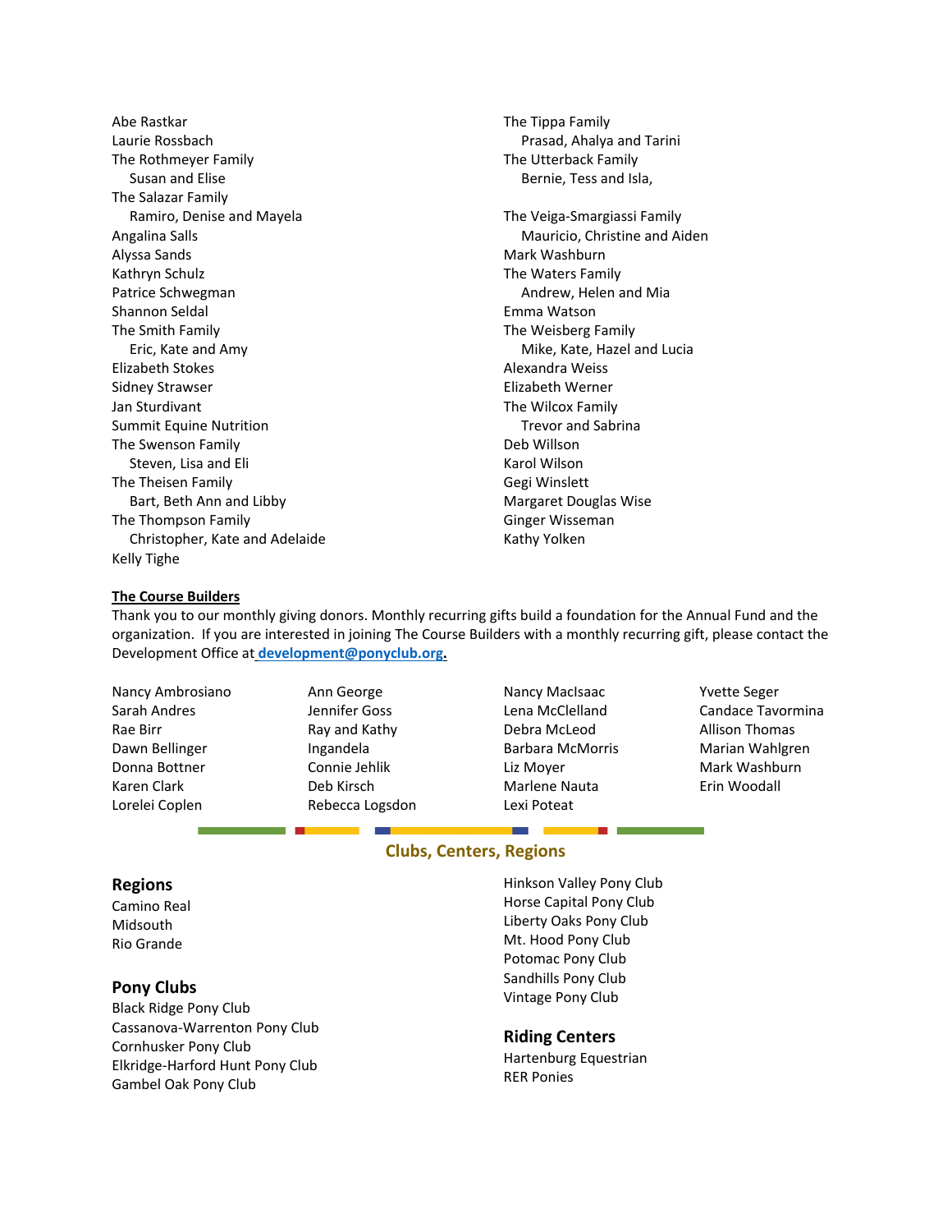Abe Rastkar
Laurie Rossbach
The Rothmeyer Family
    Susan and Elise
The Salazar Family
    Ramiro, Denise and Mayela
Angalina Salls
Alyssa Sands
Kathryn Schulz
Patrice Schwegman
Shannon Seldal
The Smith Family
    Eric, Kate and Amy
Elizabeth Stokes
Sidney Strawser
Jan Sturdivant
Summit Equine Nutrition
The Swenson Family
    Steven, Lisa and Eli
The Theisen Family
    Bart, Beth Ann and Libby
The Thompson Family
    Christopher, Kate and Adelaide
Kelly Tighe
The Tippa Family
    Prasad, Ahalya and Tarini
The Utterback Family
    Bernie, Tess and Isla,
The Veiga-Smargiassi Family
    Mauricio, Christine and Aiden
Mark Washburn
The Waters Family
    Andrew, Helen and Mia
Emma Watson
The Weisberg Family
    Mike, Kate, Hazel and Lucia
Alexandra Weiss
Elizabeth Werner
The Wilcox Family
    Trevor and Sabrina
Deb Willson
Karol Wilson
Gegi Winslett
Margaret Douglas Wise
Ginger Wisseman
Kathy Yolken

**The Course Builders**

Thank you to our monthly giving donors. Monthly recurring gifts build a foundation for the Annual Fund and the organization. If you are interested in joining The Course Builders with a monthly recurring gift, please contact the Development Office at **development@ponyclub.org**.

Nancy Ambrosiano
Sarah Andres
Rae Birr
Dawn Bellinger
Donna Bottner
Karen Clark
Lorelei Coplen
Ann George
Jennifer Goss
Ray and Kathy Ingandela
Connie Jehlik
Deb Kirsch
Rebecca Logsdon
Nancy MacIsaac
Lena McClelland
Debra McLeod
Barbara McMorris
Liz Moyer
Marlene Nauta
Lexi Poteat
Yvette Seger
Candace Tavormina
Allison Thomas
Marian Wahlgren
Mark Washburn
Erin Woodall

## Clubs, Centers, Regions

### Regions

Camino Real
Midsouth
Rio Grande

### Pony Clubs

Black Ridge Pony Club
Cassanova-Warrenton Pony Club
Cornhusker Pony Club
Elkridge-Harford Hunt Pony Club
Gambel Oak Pony Club
Hinkson Valley Pony Club
Horse Capital Pony Club
Liberty Oaks Pony Club
Mt. Hood Pony Club
Potomac Pony Club
Sandhills Pony Club
Vintage Pony Club

### Riding Centers

Hartenburg Equestrian
RER Ponies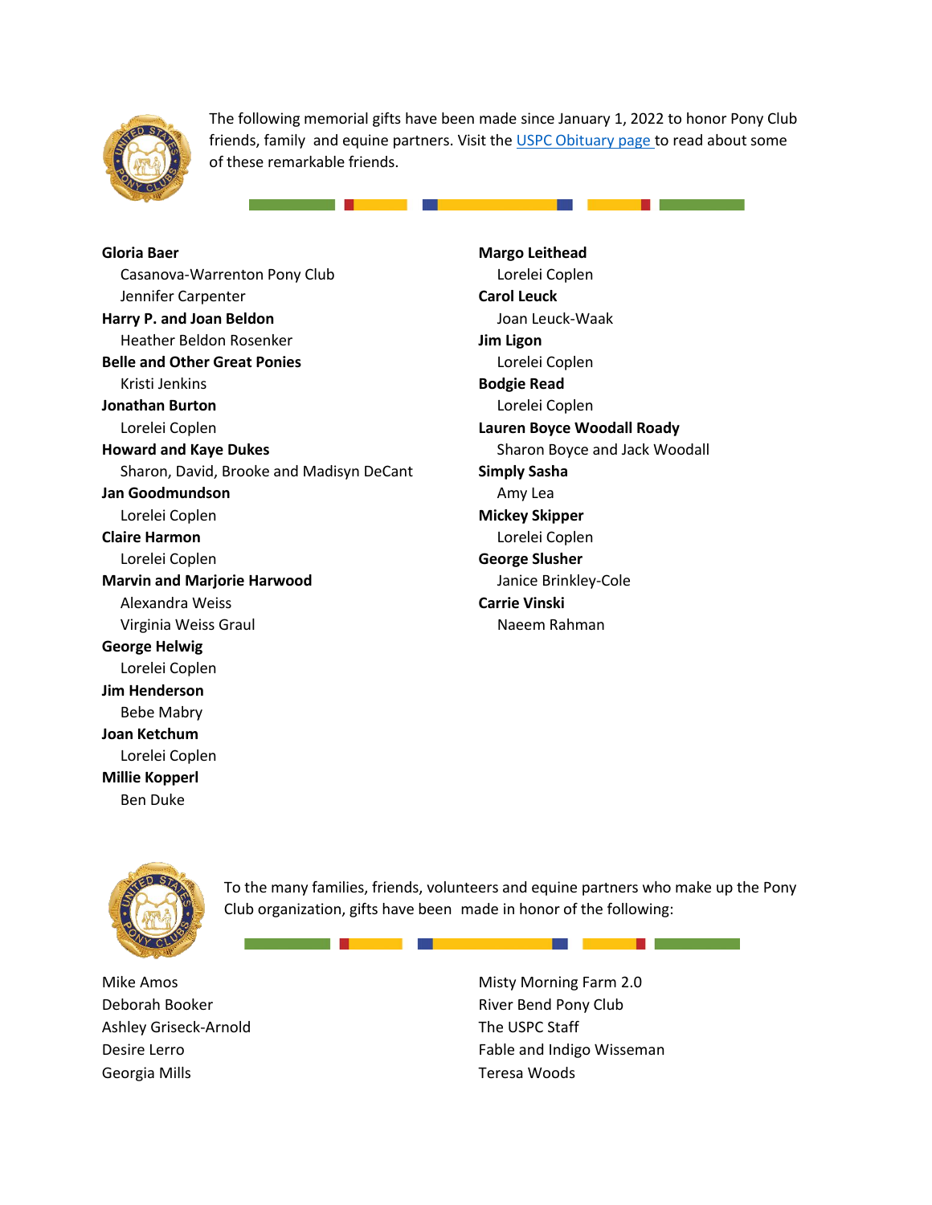The following memorial gifts have been made since January 1, 2022 to honor Pony Club friends, family and equine partners. Visit the [USPC Obituary page](#) to read about some of these remarkable friends.

**Gloria Baer**
- Casanova-Warrenton Pony Club
- Jennifer Carpenter

**Harry P. and Joan Beldon**
- Heather Beldon Rosenker

**Belle and Other Great Ponies**
- Kristi Jenkins

**Jonathan Burton**
- Lorelei Coplen

**Howard and Kaye Dukes**
- Sharon, David, Brooke and Madisyn DeCant

**Jan Goodmundson**
- Lorelei Coplen

**Claire Harmon**
- Lorelei Coplen

**Marvin and Marjorie Harwood**
- Alexandra Weiss
- Virginia Weiss Graul

**George Helwig**
- Lorelei Coplen

**Jim Henderson**
- Bebe Mabry

**Joan Ketchum**
- Lorelei Coplen

**Millie Kopperl**
- Ben Duke

**Margo Leithead**
- Lorelei Coplen

**Carol Leuck**
- Joan Leuck-Waak

**Jim Ligon**
- Lorelei Coplen

**Bodgie Read**
- Lorelei Coplen

**Lauren Boyce Woodall Roady**
- Sharon Boyce and Jack Woodall

**Simply Sasha**
- Amy Lea

**Mickey Skipper**
- Lorelei Coplen

**George Slusher**
- Janice Brinkley-Cole

**Carrie Vinski**
- Naeem Rahman

To the many families, friends, volunteers and equine partners who make up the Pony Club organization, gifts have been made in honor of the following:

Mike Amos
Deborah Booker
Ashley Griseck-Arnold
Desire Lerro
Georgia Mills
Misty Morning Farm 2.0
River Bend Pony Club
The USPC Staff
Fable and Indigo Wisseman
Teresa Woods